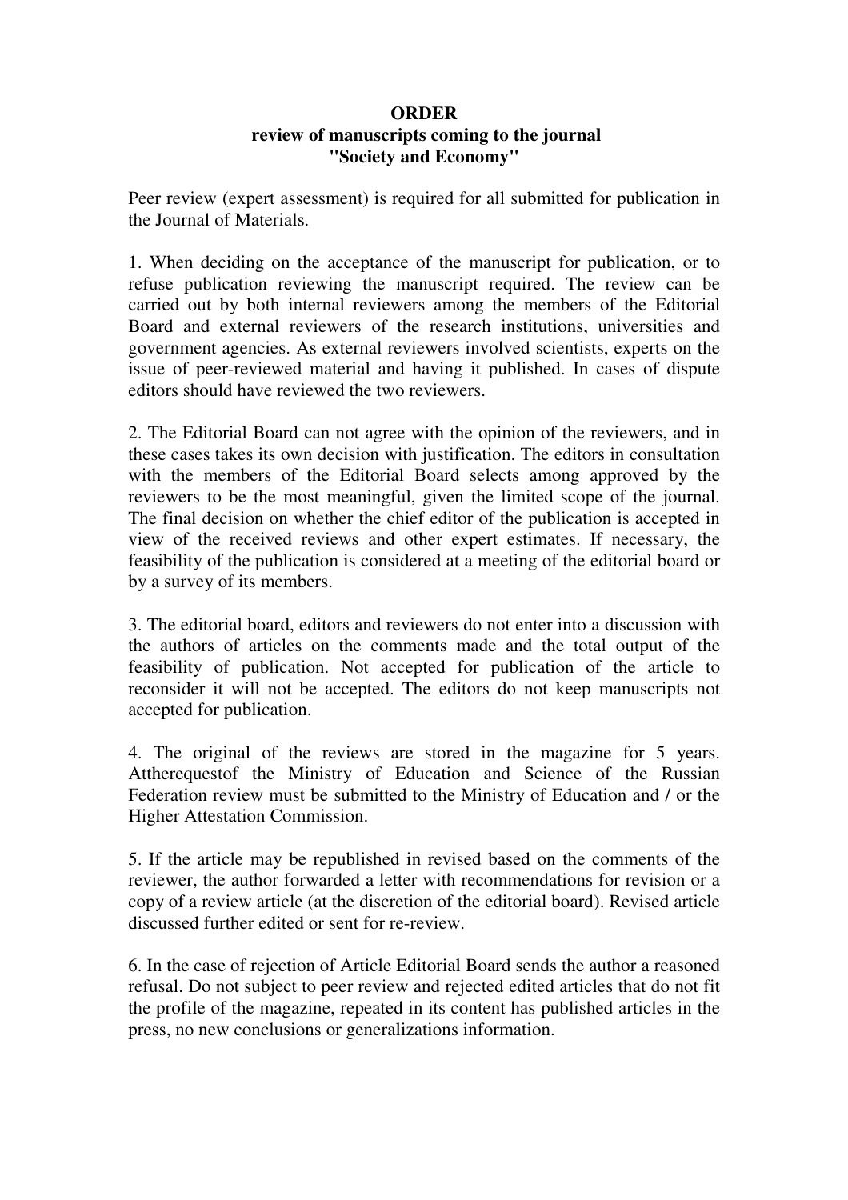**ORDER**
**review of manuscripts coming to the journal "Society and Economy"**

Peer review (expert assessment) is required for all submitted for publication in the Journal of Materials.

1. When deciding on the acceptance of the manuscript for publication, or to refuse publication reviewing the manuscript required. The review can be carried out by both internal reviewers among the members of the Editorial Board and external reviewers of the research institutions, universities and government agencies. As external reviewers involved scientists, experts on the issue of peer-reviewed material and having it published. In cases of dispute editors should have reviewed the two reviewers.

2. The Editorial Board can not agree with the opinion of the reviewers, and in these cases takes its own decision with justification. The editors in consultation with the members of the Editorial Board selects among approved by the reviewers to be the most meaningful, given the limited scope of the journal. The final decision on whether the chief editor of the publication is accepted in view of the received reviews and other expert estimates. If necessary, the feasibility of the publication is considered at a meeting of the editorial board or by a survey of its members.

3. The editorial board, editors and reviewers do not enter into a discussion with the authors of articles on the comments made and the total output of the feasibility of publication. Not accepted for publication of the article to reconsider it will not be accepted. The editors do not keep manuscripts not accepted for publication.

4. The original of the reviews are stored in the magazine for 5 years. Attherequestof the Ministry of Education and Science of the Russian Federation review must be submitted to the Ministry of Education and / or the Higher Attestation Commission.

5. If the article may be republished in revised based on the comments of the reviewer, the author forwarded a letter with recommendations for revision or a copy of a review article (at the discretion of the editorial board). Revised article discussed further edited or sent for re-review.

6. In the case of rejection of Article Editorial Board sends the author a reasoned refusal. Do not subject to peer review and rejected edited articles that do not fit the profile of the magazine, repeated in its content has published articles in the press, no new conclusions or generalizations information.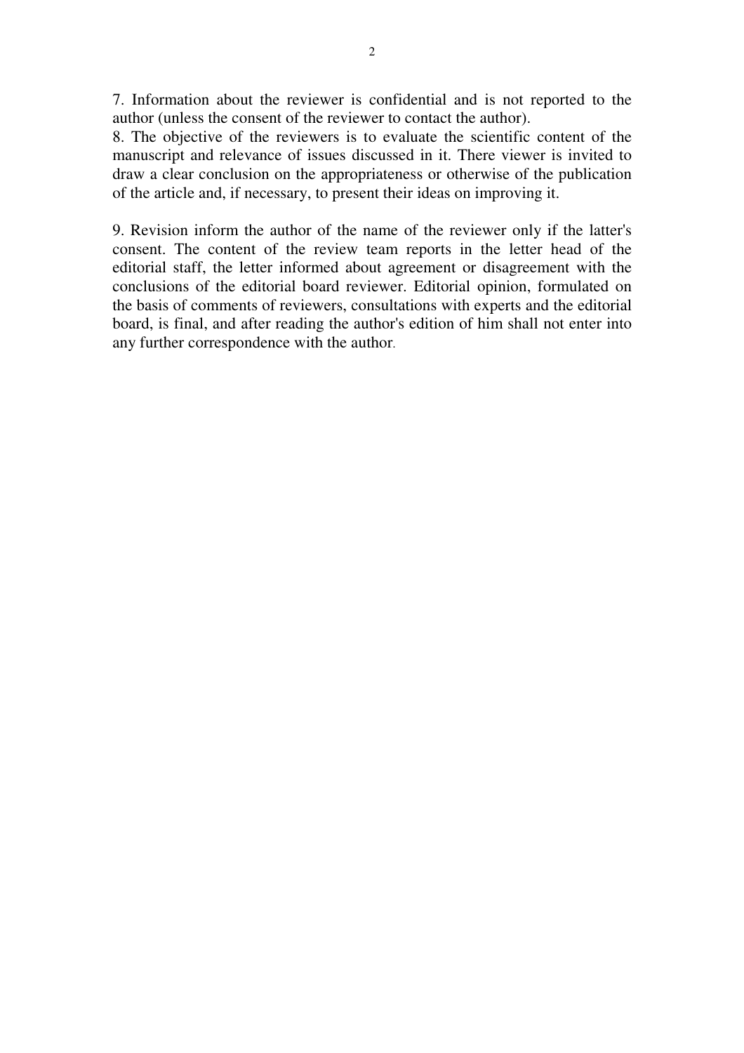7. Information about the reviewer is confidential and is not reported to the author (unless the consent of the reviewer to contact the author).

8. The objective of the reviewers is to evaluate the scientific content of the manuscript and relevance of issues discussed in it. There viewer is invited to draw a clear conclusion on the appropriateness or otherwise of the publication of the article and, if necessary, to present their ideas on improving it.

9. Revision inform the author of the name of the reviewer only if the latter's consent. The content of the review team reports in the letter head of the editorial staff, the letter informed about agreement or disagreement with the conclusions of the editorial board reviewer. Editorial opinion, formulated on the basis of comments of reviewers, consultations with experts and the editorial board, is final, and after reading the author's edition of him shall not enter into any further correspondence with the author.